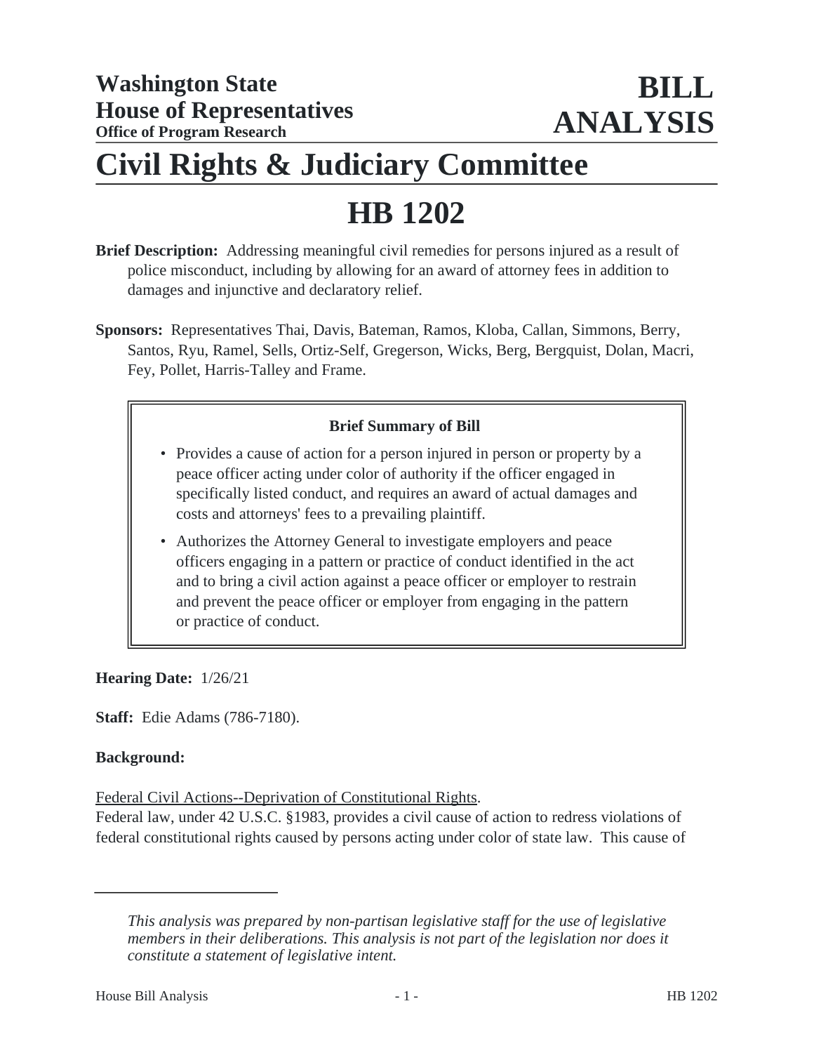**Washington State House of Representatives**
**Office of Program Research**

**BILL ANALYSIS**

# Civil Rights & Judiciary Committee

# HB 1202

**Brief Description:** Addressing meaningful civil remedies for persons injured as a result of police misconduct, including by allowing for an award of attorney fees in addition to damages and injunctive and declaratory relief.

**Sponsors:** Representatives Thai, Davis, Bateman, Ramos, Kloba, Callan, Simmons, Berry, Santos, Ryu, Ramel, Sells, Ortiz-Self, Gregerson, Wicks, Berg, Bergquist, Dolan, Macri, Fey, Pollet, Harris-Talley and Frame.

**Brief Summary of Bill**

- Provides a cause of action for a person injured in person or property by a peace officer acting under color of authority if the officer engaged in specifically listed conduct, and requires an award of actual damages and costs and attorneys' fees to a prevailing plaintiff.
- Authorizes the Attorney General to investigate employers and peace officers engaging in a pattern or practice of conduct identified in the act and to bring a civil action against a peace officer or employer to restrain and prevent the peace officer or employer from engaging in the pattern or practice of conduct.

**Hearing Date:** 1/26/21

**Staff:** Edie Adams (786-7180).

**Background:**

Federal Civil Actions--Deprivation of Constitutional Rights.

Federal law, under 42 U.S.C. §1983, provides a civil cause of action to redress violations of federal constitutional rights caused by persons acting under color of state law. This cause of

*This analysis was prepared by non-partisan legislative staff for the use of legislative members in their deliberations. This analysis is not part of the legislation nor does it constitute a statement of legislative intent.*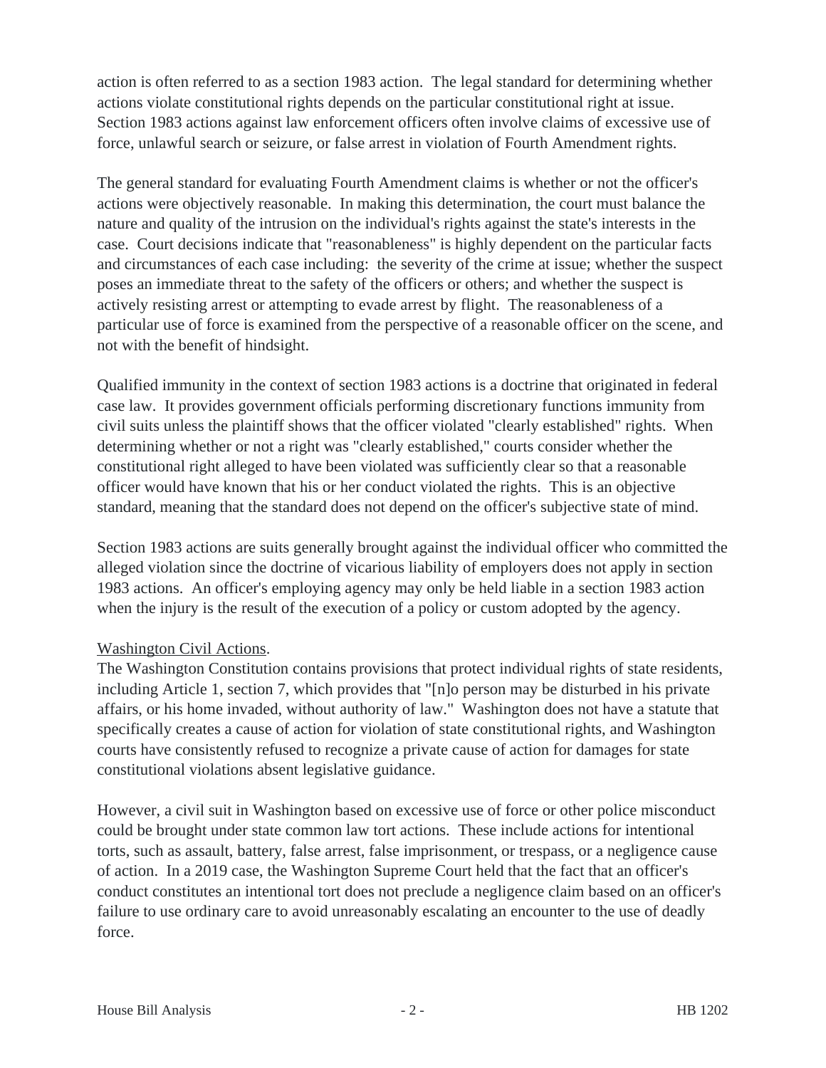action is often referred to as a section 1983 action. The legal standard for determining whether actions violate constitutional rights depends on the particular constitutional right at issue. Section 1983 actions against law enforcement officers often involve claims of excessive use of force, unlawful search or seizure, or false arrest in violation of Fourth Amendment rights.

The general standard for evaluating Fourth Amendment claims is whether or not the officer's actions were objectively reasonable. In making this determination, the court must balance the nature and quality of the intrusion on the individual's rights against the state's interests in the case. Court decisions indicate that "reasonableness" is highly dependent on the particular facts and circumstances of each case including: the severity of the crime at issue; whether the suspect poses an immediate threat to the safety of the officers or others; and whether the suspect is actively resisting arrest or attempting to evade arrest by flight. The reasonableness of a particular use of force is examined from the perspective of a reasonable officer on the scene, and not with the benefit of hindsight.

Qualified immunity in the context of section 1983 actions is a doctrine that originated in federal case law. It provides government officials performing discretionary functions immunity from civil suits unless the plaintiff shows that the officer violated "clearly established" rights. When determining whether or not a right was "clearly established," courts consider whether the constitutional right alleged to have been violated was sufficiently clear so that a reasonable officer would have known that his or her conduct violated the rights. This is an objective standard, meaning that the standard does not depend on the officer's subjective state of mind.

Section 1983 actions are suits generally brought against the individual officer who committed the alleged violation since the doctrine of vicarious liability of employers does not apply in section 1983 actions. An officer's employing agency may only be held liable in a section 1983 action when the injury is the result of the execution of a policy or custom adopted by the agency.

Washington Civil Actions.

The Washington Constitution contains provisions that protect individual rights of state residents, including Article 1, section 7, which provides that "[n]o person may be disturbed in his private affairs, or his home invaded, without authority of law." Washington does not have a statute that specifically creates a cause of action for violation of state constitutional rights, and Washington courts have consistently refused to recognize a private cause of action for damages for state constitutional violations absent legislative guidance.

However, a civil suit in Washington based on excessive use of force or other police misconduct could be brought under state common law tort actions. These include actions for intentional torts, such as assault, battery, false arrest, false imprisonment, or trespass, or a negligence cause of action. In a 2019 case, the Washington Supreme Court held that the fact that an officer's conduct constitutes an intentional tort does not preclude a negligence claim based on an officer's failure to use ordinary care to avoid unreasonably escalating an encounter to the use of deadly force.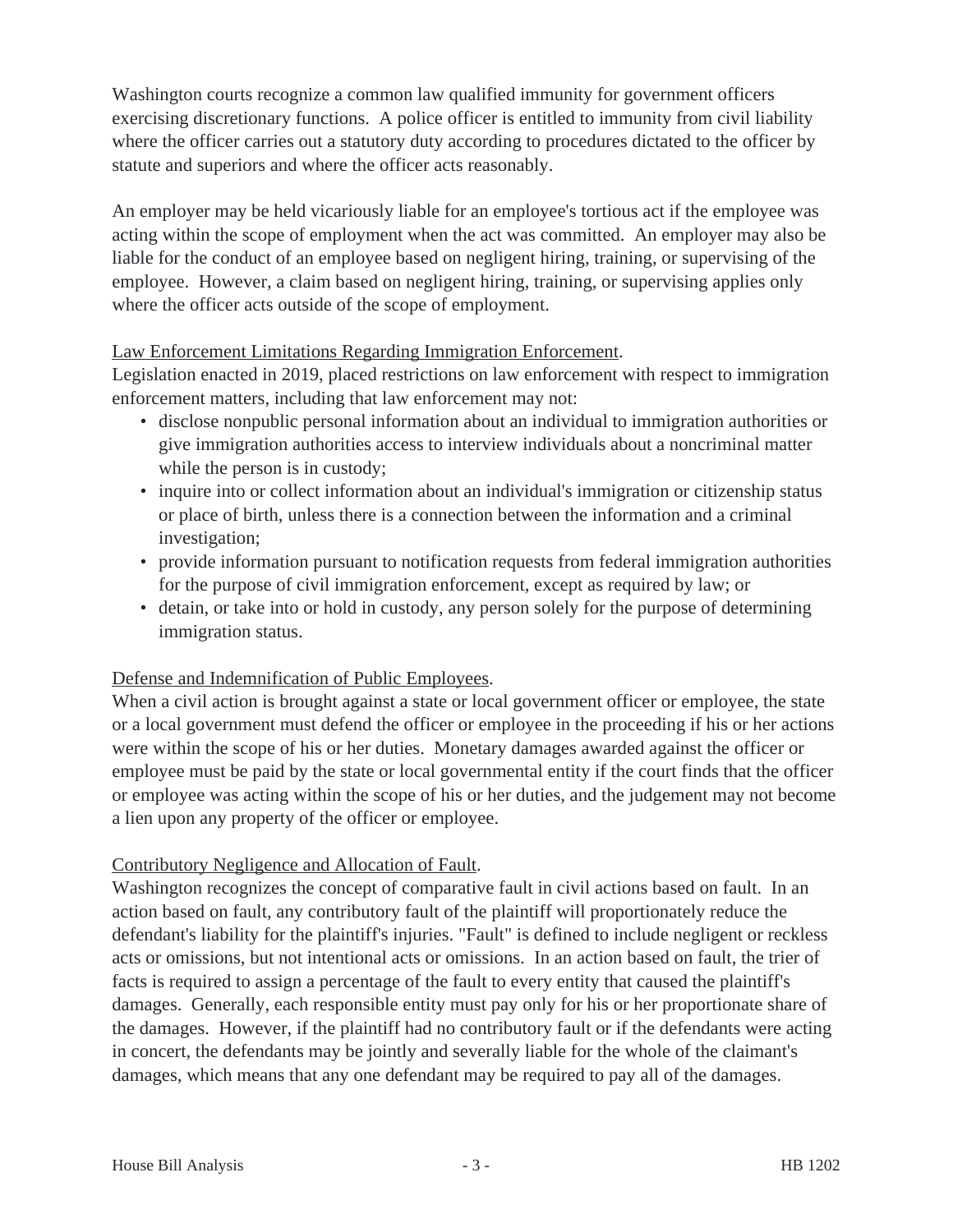Washington courts recognize a common law qualified immunity for government officers exercising discretionary functions. A police officer is entitled to immunity from civil liability where the officer carries out a statutory duty according to procedures dictated to the officer by statute and superiors and where the officer acts reasonably.

An employer may be held vicariously liable for an employee's tortious act if the employee was acting within the scope of employment when the act was committed. An employer may also be liable for the conduct of an employee based on negligent hiring, training, or supervising of the employee. However, a claim based on negligent hiring, training, or supervising applies only where the officer acts outside of the scope of employment.

<u>Law Enforcement Limitations Regarding Immigration Enforcement</u>.

Legislation enacted in 2019, placed restrictions on law enforcement with respect to immigration enforcement matters, including that law enforcement may not:

- disclose nonpublic personal information about an individual to immigration authorities or give immigration authorities access to interview individuals about a noncriminal matter while the person is in custody;
- inquire into or collect information about an individual's immigration or citizenship status or place of birth, unless there is a connection between the information and a criminal investigation;
- provide information pursuant to notification requests from federal immigration authorities for the purpose of civil immigration enforcement, except as required by law; or
- detain, or take into or hold in custody, any person solely for the purpose of determining immigration status.

<u>Defense and Indemnification of Public Employees</u>.

When a civil action is brought against a state or local government officer or employee, the state or a local government must defend the officer or employee in the proceeding if his or her actions were within the scope of his or her duties. Monetary damages awarded against the officer or employee must be paid by the state or local governmental entity if the court finds that the officer or employee was acting within the scope of his or her duties, and the judgement may not become a lien upon any property of the officer or employee.

<u>Contributory Negligence and Allocation of Fault</u>.

Washington recognizes the concept of comparative fault in civil actions based on fault. In an action based on fault, any contributory fault of the plaintiff will proportionately reduce the defendant's liability for the plaintiff's injuries. "Fault" is defined to include negligent or reckless acts or omissions, but not intentional acts or omissions. In an action based on fault, the trier of facts is required to assign a percentage of the fault to every entity that caused the plaintiff's damages. Generally, each responsible entity must pay only for his or her proportionate share of the damages. However, if the plaintiff had no contributory fault or if the defendants were acting in concert, the defendants may be jointly and severally liable for the whole of the claimant's damages, which means that any one defendant may be required to pay all of the damages.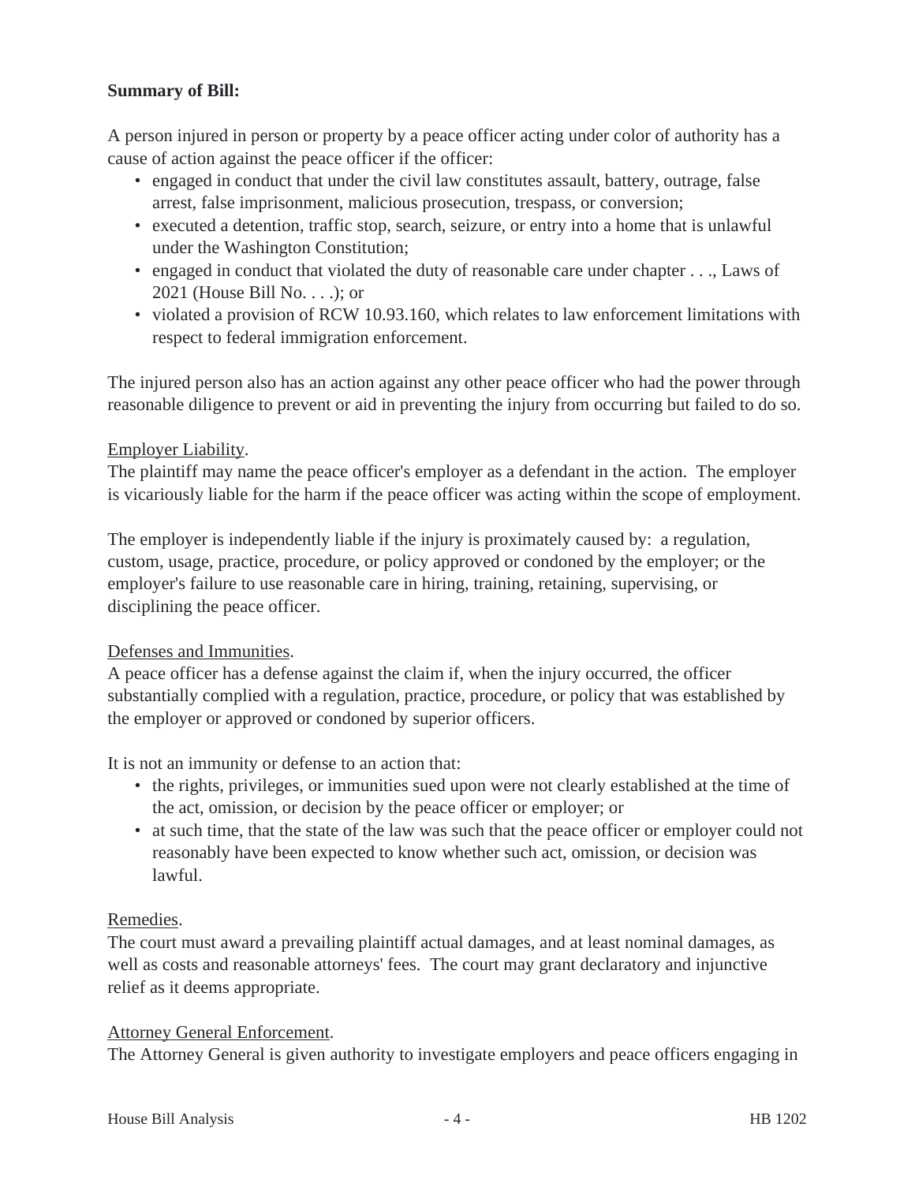**Summary of Bill:**

A person injured in person or property by a peace officer acting under color of authority has a cause of action against the peace officer if the officer:

- engaged in conduct that under the civil law constitutes assault, battery, outrage, false arrest, false imprisonment, malicious prosecution, trespass, or conversion;
- executed a detention, traffic stop, search, seizure, or entry into a home that is unlawful under the Washington Constitution;
- engaged in conduct that violated the duty of reasonable care under chapter . . ., Laws of 2021 (House Bill No. . . .); or
- violated a provision of RCW 10.93.160, which relates to law enforcement limitations with respect to federal immigration enforcement.

The injured person also has an action against any other peace officer who had the power through reasonable diligence to prevent or aid in preventing the injury from occurring but failed to do so.

Employer Liability.
The plaintiff may name the peace officer's employer as a defendant in the action. The employer is vicariously liable for the harm if the peace officer was acting within the scope of employment.

The employer is independently liable if the injury is proximately caused by: a regulation, custom, usage, practice, procedure, or policy approved or condoned by the employer; or the employer's failure to use reasonable care in hiring, training, retaining, supervising, or disciplining the peace officer.

Defenses and Immunities.
A peace officer has a defense against the claim if, when the injury occurred, the officer substantially complied with a regulation, practice, procedure, or policy that was established by the employer or approved or condoned by superior officers.

It is not an immunity or defense to an action that:

- the rights, privileges, or immunities sued upon were not clearly established at the time of the act, omission, or decision by the peace officer or employer; or
- at such time, that the state of the law was such that the peace officer or employer could not reasonably have been expected to know whether such act, omission, or decision was lawful.

Remedies.
The court must award a prevailing plaintiff actual damages, and at least nominal damages, as well as costs and reasonable attorneys' fees. The court may grant declaratory and injunctive relief as it deems appropriate.

Attorney General Enforcement.
The Attorney General is given authority to investigate employers and peace officers engaging in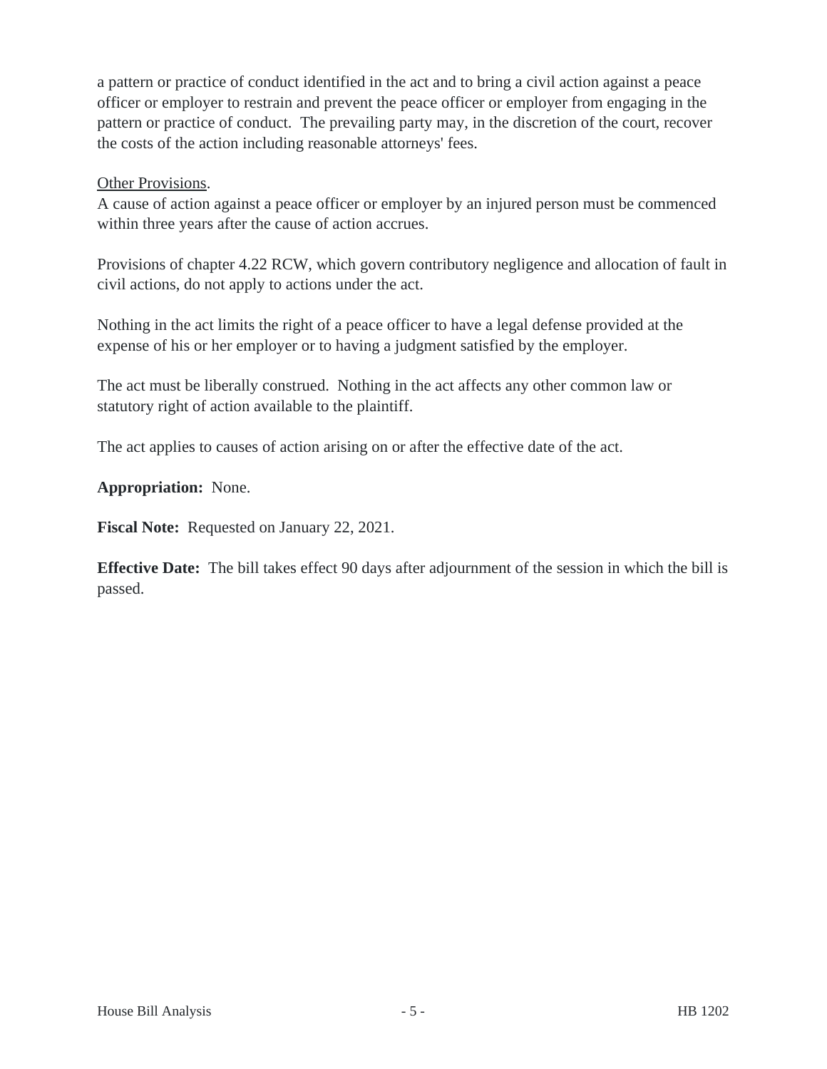a pattern or practice of conduct identified in the act and to bring a civil action against a peace officer or employer to restrain and prevent the peace officer or employer from engaging in the pattern or practice of conduct. The prevailing party may, in the discretion of the court, recover the costs of the action including reasonable attorneys' fees.

Other Provisions.

A cause of action against a peace officer or employer by an injured person must be commenced within three years after the cause of action accrues.

Provisions of chapter 4.22 RCW, which govern contributory negligence and allocation of fault in civil actions, do not apply to actions under the act.

Nothing in the act limits the right of a peace officer to have a legal defense provided at the expense of his or her employer or to having a judgment satisfied by the employer.

The act must be liberally construed. Nothing in the act affects any other common law or statutory right of action available to the plaintiff.

The act applies to causes of action arising on or after the effective date of the act.

**Appropriation:** None.

**Fiscal Note:** Requested on January 22, 2021.

**Effective Date:** The bill takes effect 90 days after adjournment of the session in which the bill is passed.